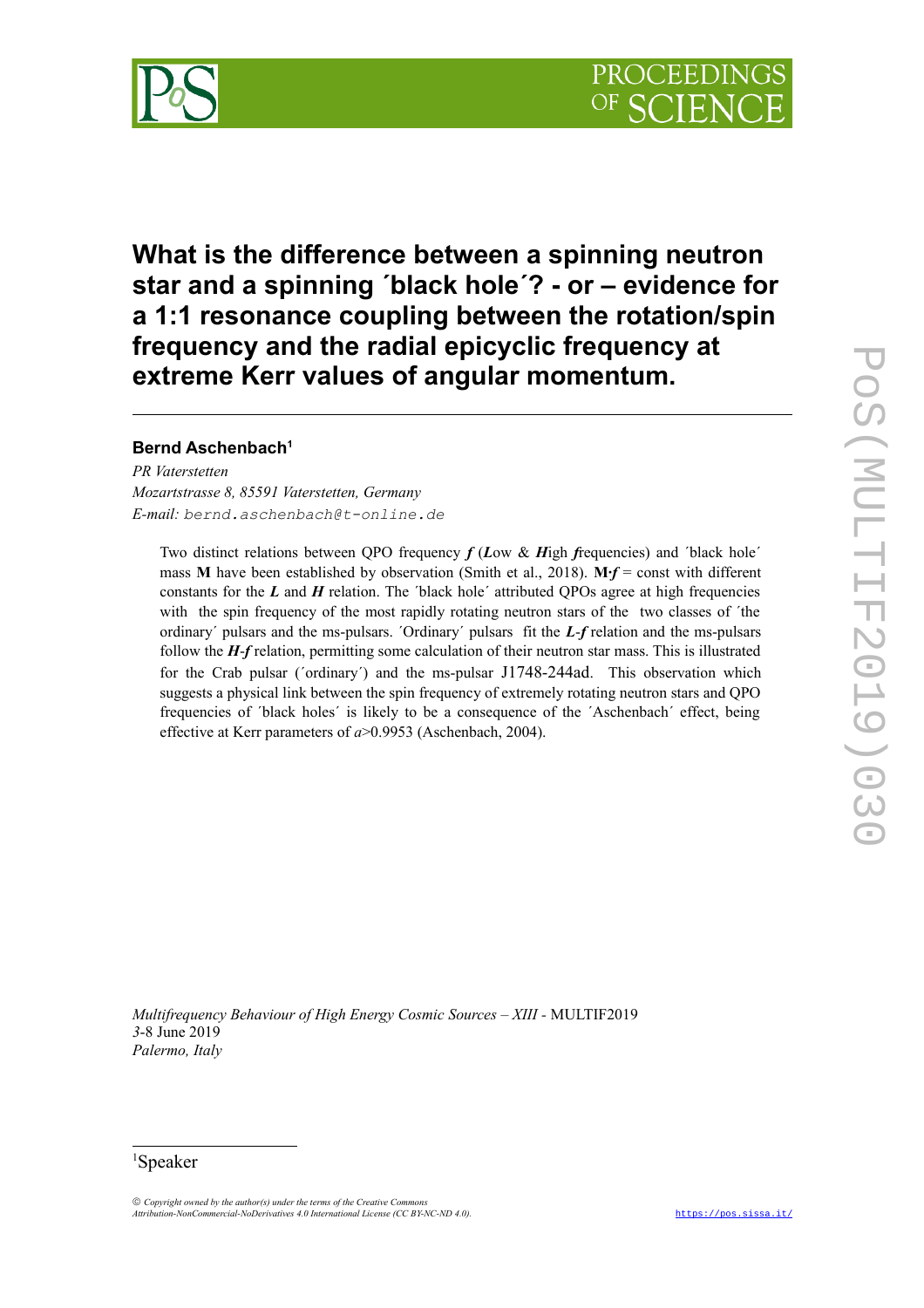# What is the difference between a spinning neutron star and a spinning ´black hole´? - or – evidence for a 1:1 resonance coupling between the rotation/spin frequency and the radial epicyclic frequency at extreme Kerr values of angular momentum.

**Bernd Aschenbach**[1]

*PR Vaterstetten*
*Mozartstrasse 8, 85591 Vaterstetten, Germany*
*E-mail:* bernd.aschenbach@t-online.de

> Two distinct relations between QPO frequency ***f*** (***L***ow & ***H***igh ***f***requencies) and ´black hole´ mass **M** have been established by observation (Smith et al., 2018). **M·*f*** = const with different constants for the ***L*** and ***H*** relation. The ´black hole´ attributed QPOs agree at high frequencies with the spin frequency of the most rapidly rotating neutron stars of the two classes of ´the ordinary´ pulsars and the ms-pulsars. ´Ordinary´ pulsars fit the ***L-f*** relation and the ms-pulsars follow the ***H-f*** relation, permitting some calculation of their neutron star mass. This is illustrated for the Crab pulsar (´ordinary´) and the ms-pulsar J1748-244ad. This observation which suggests a physical link between the spin frequency of extremely rotating neutron stars and QPO frequencies of ´black holes´ is likely to be a consequence of the ´Aschenbach´ effect, being effective at Kerr parameters of $a$>0.9953 (Aschenbach, 2004).

*Multifrequency Behaviour of High Energy Cosmic Sources – XIII* - MULTIF2019
*3*-8 June 2019
*Palermo, Italy*

[1]Speaker

© *Copyright owned by the author(s) under the terms of the Creative Commons Attribution-NonCommercial-NoDerivatives 4.0 International License (CC BY-NC-ND 4.0).*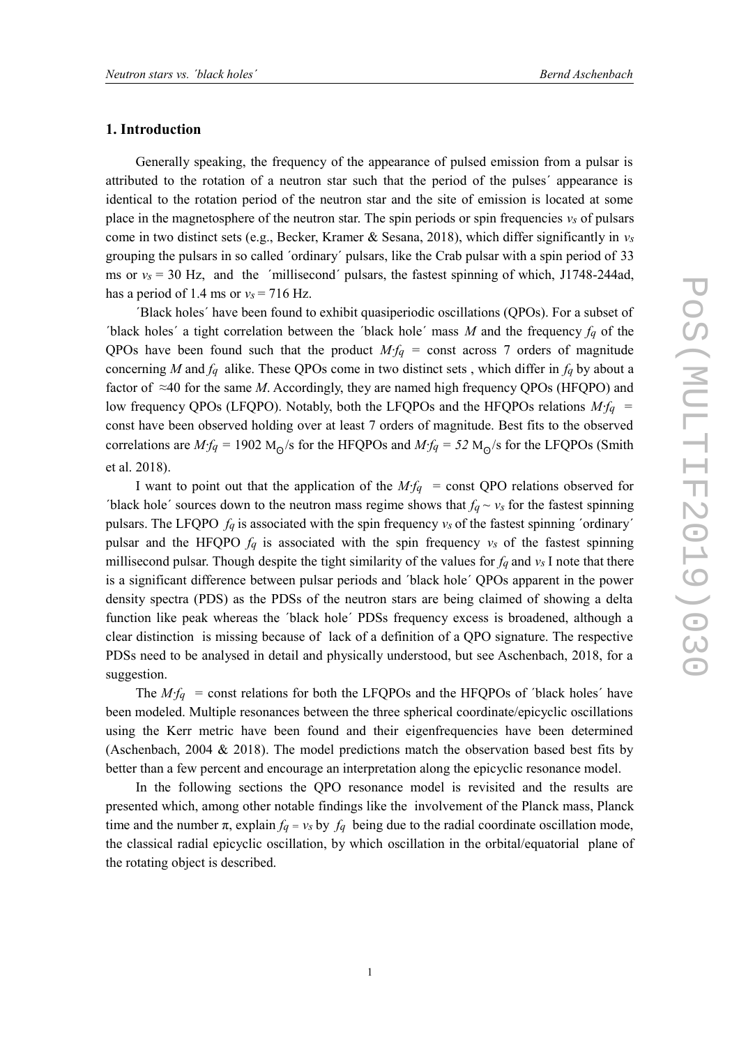## 1. Introduction

Generally speaking, the frequency of the appearance of pulsed emission from a pulsar is attributed to the rotation of a neutron star such that the period of the pulses´ appearance is identical to the rotation period of the neutron star and the site of emission is located at some place in the magnetosphere of the neutron star. The spin periods or spin frequencies $\nu_s$ of pulsars come in two distinct sets (e.g., Becker, Kramer & Sesana, 2018), which differ significantly in $\nu_s$ grouping the pulsars in so called ´ordinary´ pulsars, like the Crab pulsar with a spin period of 33 ms or $\nu_s$ = 30 Hz, and the ´millisecond´ pulsars, the fastest spinning of which, J1748-244ad, has a period of 1.4 ms or $\nu_s$ = 716 Hz.

´Black holes´ have been found to exhibit quasiperiodic oscillations (QPOs). For a subset of ´black holes´ a tight correlation between the ´black hole´ mass $M$ and the frequency $f_q$ of the QPOs have been found such that the product $M{\cdot}f_q$ = const across 7 orders of magnitude concerning $M$ and $f_q$ alike. These QPOs come in two distinct sets , which differ in $f_q$ by about a factor of ≈40 for the same $M$. Accordingly, they are named high frequency QPOs (HFQPO) and low frequency QPOs (LFQPO). Notably, both the LFQPOs and the HFQPOs relations $M{\cdot}f_q$ = const have been observed holding over at least 7 orders of magnitude. Best fits to the observed correlations are $M{\cdot}f_q = 1902\ M_{\odot}/s$ for the HFQPOs and $M{\cdot}f_q = 52\ M_{\odot}/s$ for the LFQPOs (Smith et al. 2018).

I want to point out that the application of the $M{\cdot}f_q$ = const QPO relations observed for ´black hole´ sources down to the neutron mass regime shows that $f_q \sim \nu_s$ for the fastest spinning pulsars. The LFQPO $f_q$ is associated with the spin frequency $\nu_s$ of the fastest spinning ´ordinary´ pulsar and the HFQPO $f_q$ is associated with the spin frequency $\nu_s$ of the fastest spinning millisecond pulsar. Though despite the tight similarity of the values for $f_q$ and $\nu_s$ I note that there is a significant difference between pulsar periods and ´black hole´ QPOs apparent in the power density spectra (PDS) as the PDSs of the neutron stars are being claimed of showing a delta function like peak whereas the ´black hole´ PDSs frequency excess is broadened, although a clear distinction is missing because of lack of a definition of a QPO signature. The respective PDSs need to be analysed in detail and physically understood, but see Aschenbach, 2018, for a suggestion.

The $M{\cdot}f_q$ = const relations for both the LFQPOs and the HFQPOs of ´black holes´ have been modeled. Multiple resonances between the three spherical coordinate/epicyclic oscillations using the Kerr metric have been found and their eigenfrequencies have been determined (Aschenbach, 2004 & 2018). The model predictions match the observation based best fits by better than a few percent and encourage an interpretation along the epicyclic resonance model.

In the following sections the QPO resonance model is revisited and the results are presented which, among other notable findings like the involvement of the Planck mass, Planck time and the number π, explain $f_q = \nu_s$ by $f_q$ being due to the radial coordinate oscillation mode, the classical radial epicyclic oscillation, by which oscillation in the orbital/equatorial plane of the rotating object is described.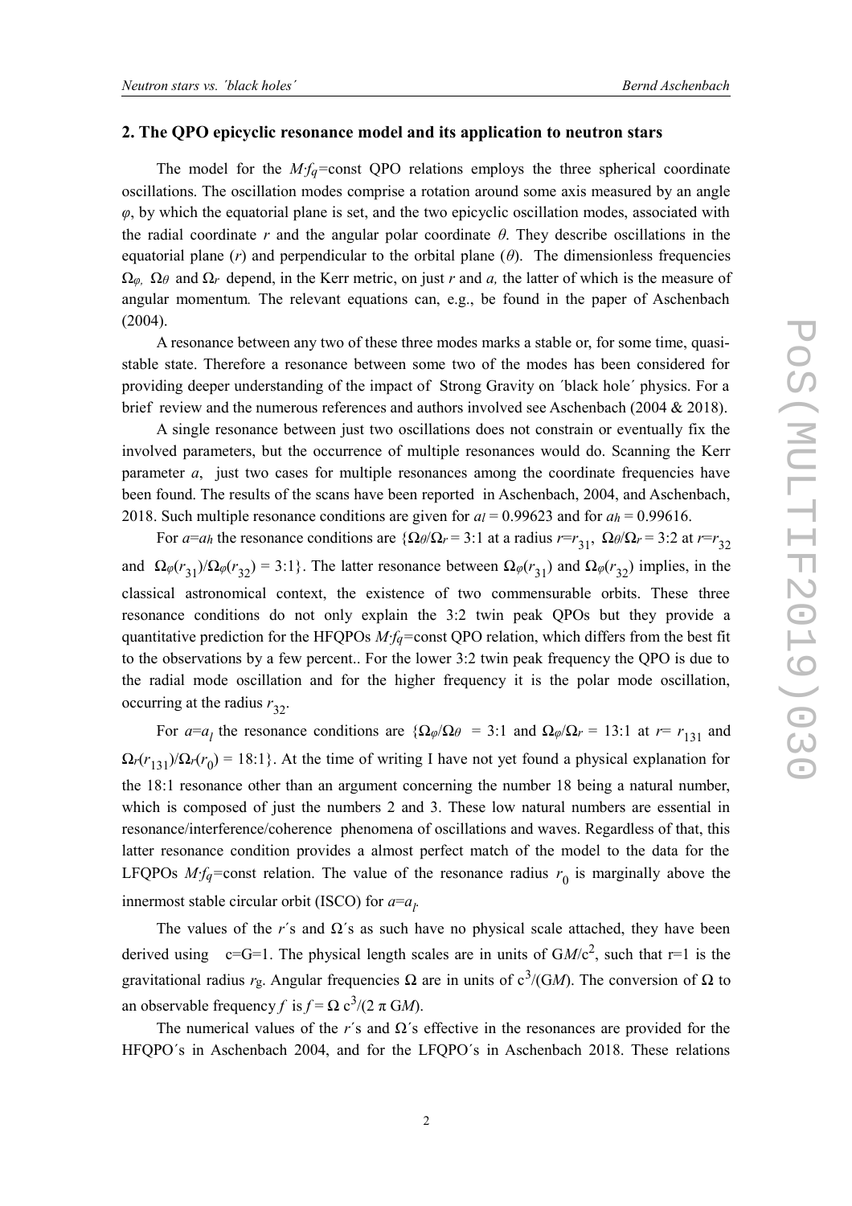## 2. The QPO epicyclic resonance model and its application to neutron stars

The model for the $M{\cdot}f_q$=const QPO relations employs the three spherical coordinate oscillations. The oscillation modes comprise a rotation around some axis measured by an angle $\varphi$, by which the equatorial plane is set, and the two epicyclic oscillation modes, associated with the radial coordinate $r$ and the angular polar coordinate $\theta$. They describe oscillations in the equatorial plane ($r$) and perpendicular to the orbital plane ($\theta$). The dimensionless frequencies $\Omega_\varphi$, $\Omega_\theta$ and $\Omega_r$ depend, in the Kerr metric, on just $r$ and $a$, the latter of which is the measure of angular momentum. The relevant equations can, e.g., be found in the paper of Aschenbach (2004).

A resonance between any two of these three modes marks a stable or, for some time, quasi-stable state. Therefore a resonance between some two of the modes has been considered for providing deeper understanding of the impact of Strong Gravity on ´black hole´ physics. For a brief review and the numerous references and authors involved see Aschenbach (2004 & 2018).

A single resonance between just two oscillations does not constrain or eventually fix the involved parameters, but the occurrence of multiple resonances would do. Scanning the Kerr parameter $a$, just two cases for multiple resonances among the coordinate frequencies have been found. The results of the scans have been reported in Aschenbach, 2004, and Aschenbach, 2018. Such multiple resonance conditions are given for $a_l = 0.99623$ and for $a_h = 0.99616$.

For $a$=$a_h$ the resonance conditions are {$\Omega_\theta/\Omega_r$ = 3:1 at a radius $r$=$r_{31}$, $\Omega_\theta/\Omega_r$ = 3:2 at $r$=$r_{32}$ and $\Omega_\varphi(r_{31})/\Omega_\varphi(r_{32})$ = 3:1}. The latter resonance between $\Omega_\varphi(r_{31})$ and $\Omega_\varphi(r_{32})$ implies, in the classical astronomical context, the existence of two commensurable orbits. These three resonance conditions do not only explain the 3:2 twin peak QPOs but they provide a quantitative prediction for the HFQPOs $M{\cdot}f_q$=const QPO relation, which differs from the best fit to the observations by a few percent.. For the lower 3:2 twin peak frequency the QPO is due to the radial mode oscillation and for the higher frequency it is the polar mode oscillation, occurring at the radius $r_{32}$.

For $a$=$a_l$ the resonance conditions are {$\Omega_\varphi/\Omega_\theta$ = 3:1 and $\Omega_\varphi/\Omega_r$ = 13:1 at $r$= $r_{131}$ and $\Omega_r(r_{131})/\Omega_r(r_0)$ = 18:1}. At the time of writing I have not yet found a physical explanation for the 18:1 resonance other than an argument concerning the number 18 being a natural number, which is composed of just the numbers 2 and 3. These low natural numbers are essential in resonance/interference/coherence phenomena of oscillations and waves. Regardless of that, this latter resonance condition provides a almost perfect match of the model to the data for the LFQPOs $M{\cdot}f_q$=const relation. The value of the resonance radius $r_0$ is marginally above the innermost stable circular orbit (ISCO) for $a$=$a_l$.

The values of the $r$´s and $\Omega$´s as such have no physical scale attached, they have been derived using c=G=1. The physical length scales are in units of G$M$/c$^2$, such that r=1 is the gravitational radius $r_g$. Angular frequencies $\Omega$ are in units of c$^3$/(G$M$). The conversion of $\Omega$ to an observable frequency $f$ is $f = \Omega\, c^3/(2\,\pi\, GM)$.

The numerical values of the $r$´s and $\Omega$´s effective in the resonances are provided for the HFQPO´s in Aschenbach 2004, and for the LFQPO´s in Aschenbach 2018. These relations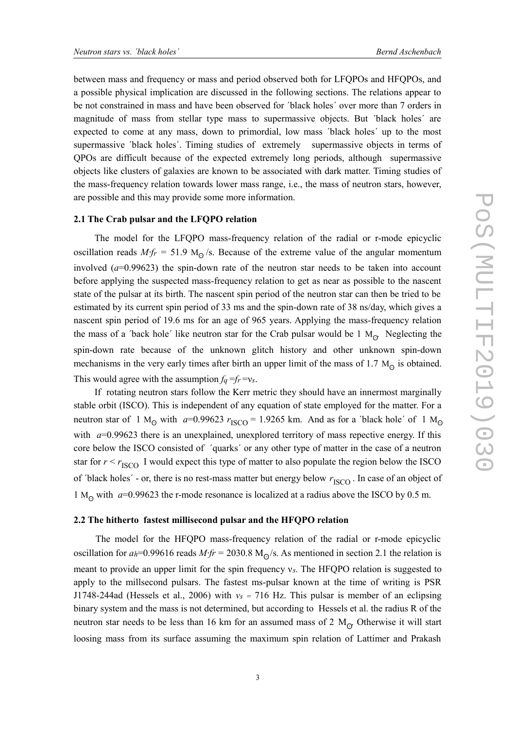between mass and frequency or mass and period observed both for LFQPOs and HFQPOs, and a possible physical implication are discussed in the following sections. The relations appear to be not constrained in mass and have been observed for ´black holes´ over more than 7 orders in magnitude of mass from stellar type mass to supermassive objects. But ´black holes´ are expected to come at any mass, down to primordial, low mass ´black holes´ up to the most supermassive ´black holes´. Timing studies of extremely supermassive objects in terms of QPOs are difficult because of the expected extremely long periods, although supermassive objects like clusters of galaxies are known to be associated with dark matter. Timing studies of the mass-frequency relation towards lower mass range, i.e., the mass of neutron stars, however, are possible and this may provide some more information.

### 2.1 The Crab pulsar and the LFQPO relation

The model for the LFQPO mass-frequency relation of the radial or r-mode epicyclic oscillation reads $M{\cdot}f_r$ = 51.9 $M_\odot$/s. Because of the extreme value of the angular momentum involved ($a$=0.99623) the spin-down rate of the neutron star needs to be taken into account before applying the suspected mass-frequency relation to get as near as possible to the nascent state of the pulsar at its birth. The nascent spin period of the neutron star can then be tried to be estimated by its current spin period of 33 ms and the spin-down rate of 38 ns/day, which gives a nascent spin period of 19.6 ms for an age of 965 years. Applying the mass-frequency relation the mass of a ´back hole´ like neutron star for the Crab pulsar would be 1 $M_\odot$. Neglecting the spin-down rate because of the unknown glitch history and other unknown spin-down mechanisms in the very early times after birth an upper limit of the mass of 1.7 $M_\odot$ is obtained. This would agree with the assumption $f_q = f_r = \nu_s$.

If rotating neutron stars follow the Kerr metric they should have an innermost marginally stable orbit (ISCO). This is independent of any equation of state employed for the matter. For a neutron star of 1 $M_\odot$ with $a$=0.99623 $r_{\rm ISCO}$ = 1.9265 km. And as for a ´black hole´ of 1 $M_\odot$ with $a$=0.99623 there is an unexplained, unexplored territory of mass repective energy. If this core below the ISCO consisted of ´quarks´ or any other type of matter in the case of a neutron star for $r < r_{\rm ISCO}$ I would expect this type of matter to also populate the region below the ISCO of ´black holes´ - or, there is no rest-mass matter but energy below $r_{\rm ISCO}$. In case of an object of 1 $M_\odot$ with $a$=0.99623 the r-mode resonance is localized at a radius above the ISCO by 0.5 m.

### 2.2 The hitherto fastest millisecond pulsar and the HFQPO relation

The model for the HFQPO mass-frequency relation of the radial or r-mode epicyclic oscillation for $a_h$=0.99616 reads $M{\cdot}fr$ = 2030.8 $M_\odot$/s. As mentioned in section 2.1 the relation is meant to provide an upper limit for the spin frequency $\nu_s$. The HFQPO relation is suggested to apply to the millsecond pulsars. The fastest ms-pulsar known at the time of writing is PSR J1748-244ad (Hessels et al., 2006) with $\nu_s$ = 716 Hz. This pulsar is member of an eclipsing binary system and the mass is not determined, but according to Hessels et al. the radius R of the neutron star needs to be less than 16 km for an assumed mass of 2 $M_\odot$. Otherwise it will start loosing mass from its surface assuming the maximum spin relation of Lattimer and Prakash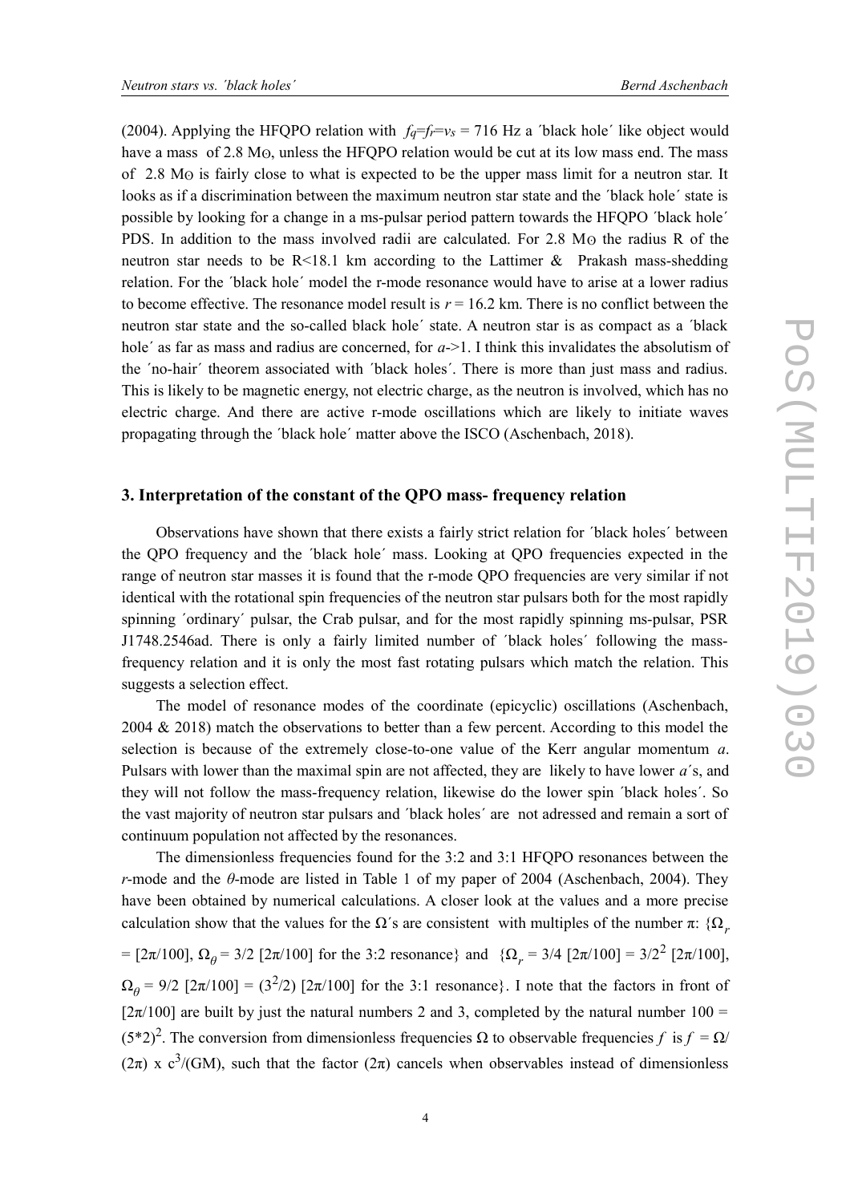(2004). Applying the HFQPO relation with $f_q$=$f_r$=$\nu_s$ = 716 Hz a ´black hole´ like object would have a mass of 2.8 M⊙, unless the HFQPO relation would be cut at its low mass end. The mass of 2.8 M⊙ is fairly close to what is expected to be the upper mass limit for a neutron star. It looks as if a discrimination between the maximum neutron star state and the ´black hole´ state is possible by looking for a change in a ms-pulsar period pattern towards the HFQPO ´black hole´ PDS. In addition to the mass involved radii are calculated. For 2.8 M⊙ the radius R of the neutron star needs to be R<18.1 km according to the Lattimer & Prakash mass-shedding relation. For the ´black hole´ model the r-mode resonance would have to arise at a lower radius to become effective. The resonance model result is $r$ = 16.2 km. There is no conflict between the neutron star state and the so-called black hole´ state. A neutron star is as compact as a ´black hole´ as far as mass and radius are concerned, for $a$->1. I think this invalidates the absolutism of the ´no-hair´ theorem associated with ´black holes´. There is more than just mass and radius. This is likely to be magnetic energy, not electric charge, as the neutron is involved, which has no electric charge. And there are active r-mode oscillations which are likely to initiate waves propagating through the ´black hole´ matter above the ISCO (Aschenbach, 2018).

## 3. Interpretation of the constant of the QPO mass- frequency relation

Observations have shown that there exists a fairly strict relation for ´black holes´ between the QPO frequency and the ´black hole´ mass. Looking at QPO frequencies expected in the range of neutron star masses it is found that the r-mode QPO frequencies are very similar if not identical with the rotational spin frequencies of the neutron star pulsars both for the most rapidly spinning ´ordinary´ pulsar, the Crab pulsar, and for the most rapidly spinning ms-pulsar, PSR J1748.2546ad. There is only a fairly limited number of ´black holes´ following the mass-frequency relation and it is only the most fast rotating pulsars which match the relation. This suggests a selection effect.

The model of resonance modes of the coordinate (epicyclic) oscillations (Aschenbach, 2004 & 2018) match the observations to better than a few percent. According to this model the selection is because of the extremely close-to-one value of the Kerr angular momentum $a$. Pulsars with lower than the maximal spin are not affected, they are likely to have lower $a$´s, and they will not follow the mass-frequency relation, likewise do the lower spin ´black holes´. So the vast majority of neutron star pulsars and ´black holes´ are not adressed and remain a sort of continuum population not affected by the resonances.

The dimensionless frequencies found for the 3:2 and 3:1 HFQPO resonances between the $r$-mode and the $\theta$-mode are listed in Table 1 of my paper of 2004 (Aschenbach, 2004). They have been obtained by numerical calculations. A closer look at the values and a more precise calculation show that the values for the Ω´s are consistent with multiples of the number π: {$\Omega_r$ = [2π/100], $\Omega_\theta$ = 3/2 [2π/100] for the 3:2 resonance} and {$\Omega_r$ = 3/4 [2π/100] = $3/2^2$ [2π/100], $\Omega_\theta$ = 9/2 [2π/100] = ($3^2$/2) [2π/100] for the 3:1 resonance}. I note that the factors in front of [2π/100] are built by just the natural numbers 2 and 3, completed by the natural number 100 = $(5*2)^2$. The conversion from dimensionless frequencies Ω to observable frequencies $f$ is $f$ = Ω/ (2π) x $c^3$/(GM), such that the factor (2π) cancels when observables instead of dimensionless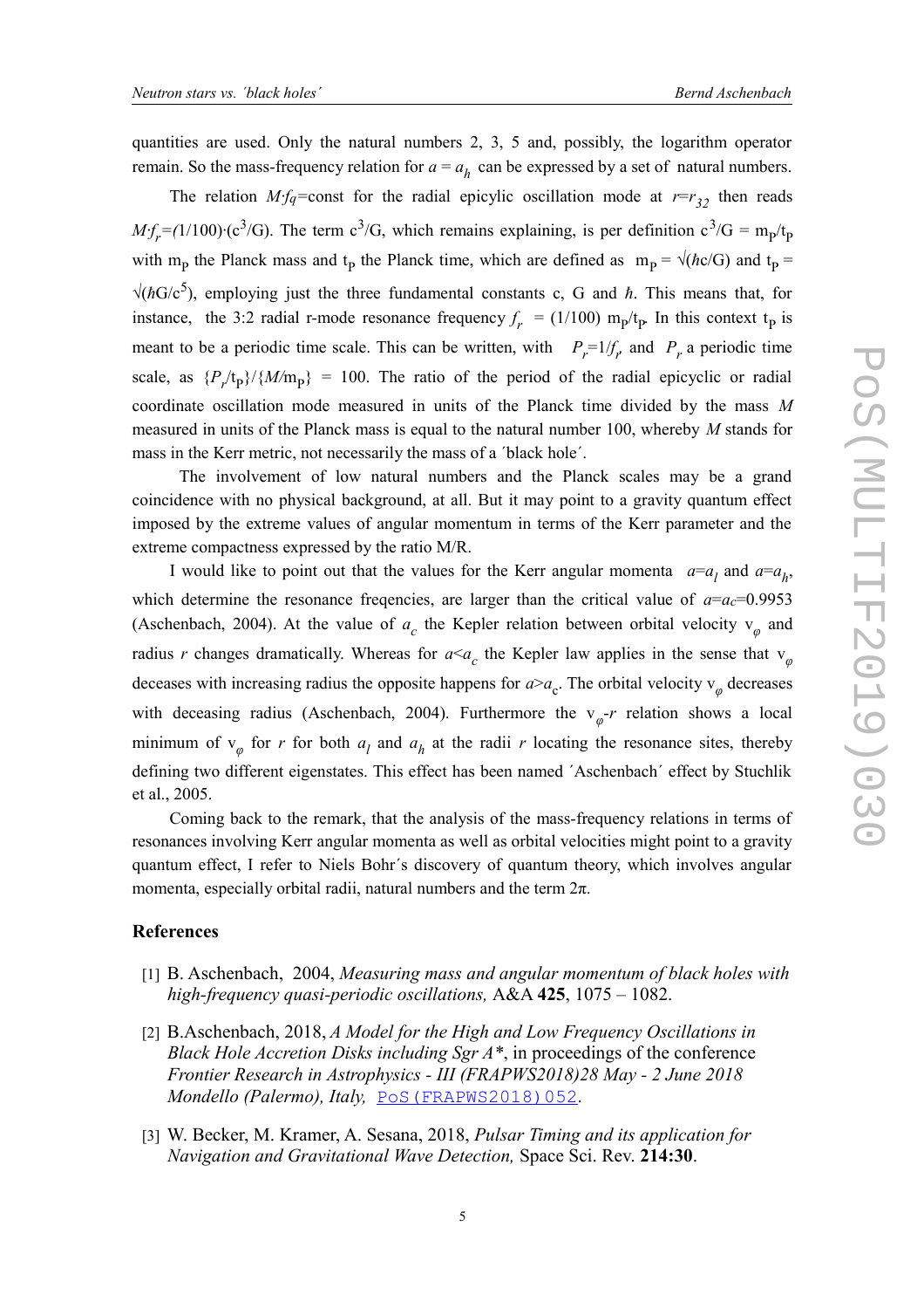quantities are used. Only the natural numbers 2, 3, 5 and, possibly, the logarithm operator remain. So the mass-frequency relation for $a = a_h$ can be expressed by a set of natural numbers.

The relation $M{\cdot}f_q$=const for the radial epicyclic oscillation mode at $r$=$r_{32}$ then reads $M{\cdot}f_r$=(1/100)$\cdot$($c^3$/G). The term $c^3$/G, which remains explaining, is per definition $c^3/G = m_P/t_P$ with $m_P$ the Planck mass and $t_P$ the Planck time, which are defined as $m_P = \sqrt{(\hbar c/G)}$ and $t_P = \sqrt{(\hbar G/c^5)}$, employing just the three fundamental constants c, G and $\hbar$. This means that, for instance, the 3:2 radial r-mode resonance frequency $f_r$ = (1/100) $m_P/t_P$. In this context $t_P$ is meant to be a periodic time scale. This can be written, with $P_r$=1/$f_r$ and $P_r$ a periodic time scale, as $\{P_r/t_P\}/\{M/m_P\}$ = 100. The ratio of the period of the radial epicyclic or radial coordinate oscillation mode measured in units of the Planck time divided by the mass $M$ measured in units of the Planck mass is equal to the natural number 100, whereby $M$ stands for mass in the Kerr metric, not necessarily the mass of a ´black hole´.

The involvement of low natural numbers and the Planck scales may be a grand coincidence with no physical background, at all. But it may point to a gravity quantum effect imposed by the extreme values of angular momentum in terms of the Kerr parameter and the extreme compactness expressed by the ratio M/R.

I would like to point out that the values for the Kerr angular momenta $a$=$a_l$ and $a$=$a_h$, which determine the resonance freqencies, are larger than the critical value of $a$=$a_C$=0.9953 (Aschenbach, 2004). At the value of $a_c$ the Kepler relation between orbital velocity $v_\varphi$ and radius $r$ changes dramatically. Whereas for $a$<$a_c$ the Kepler law applies in the sense that $v_\varphi$ deceases with increasing radius the opposite happens for $a$>$a_c$. The orbital velocity $v_\varphi$ decreases with deceasing radius (Aschenbach, 2004). Furthermore the $v_\varphi$-$r$ relation shows a local minimum of $v_\varphi$ for $r$ for both $a_l$ and $a_h$ at the radii $r$ locating the resonance sites, thereby defining two different eigenstates. This effect has been named ´Aschenbach´ effect by Stuchlik et al., 2005.

Coming back to the remark, that the analysis of the mass-frequency relations in terms of resonances involving Kerr angular momenta as well as orbital velocities might point to a gravity quantum effect, I refer to Niels Bohr´s discovery of quantum theory, which involves angular momenta, especially orbital radii, natural numbers and the term 2π.

## References

[1] B. Aschenbach, 2004, *Measuring mass and angular momentum of black holes with high-frequency quasi-periodic oscillations,* A&A **425**, 1075 – 1082.

[2] B.Aschenbach, 2018, *A Model for the High and Low Frequency Oscillations in Black Hole Accretion Disks including Sgr A\**, in proceedings of the conference *Frontier Research in Astrophysics - III (FRAPWS2018)28 May - 2 June 2018 Mondello (Palermo), Italy,* PoS(FRAPWS2018)052.

[3] W. Becker, M. Kramer, A. Sesana, 2018, *Pulsar Timing and its application for Navigation and Gravitational Wave Detection,* Space Sci. Rev. **214:30**.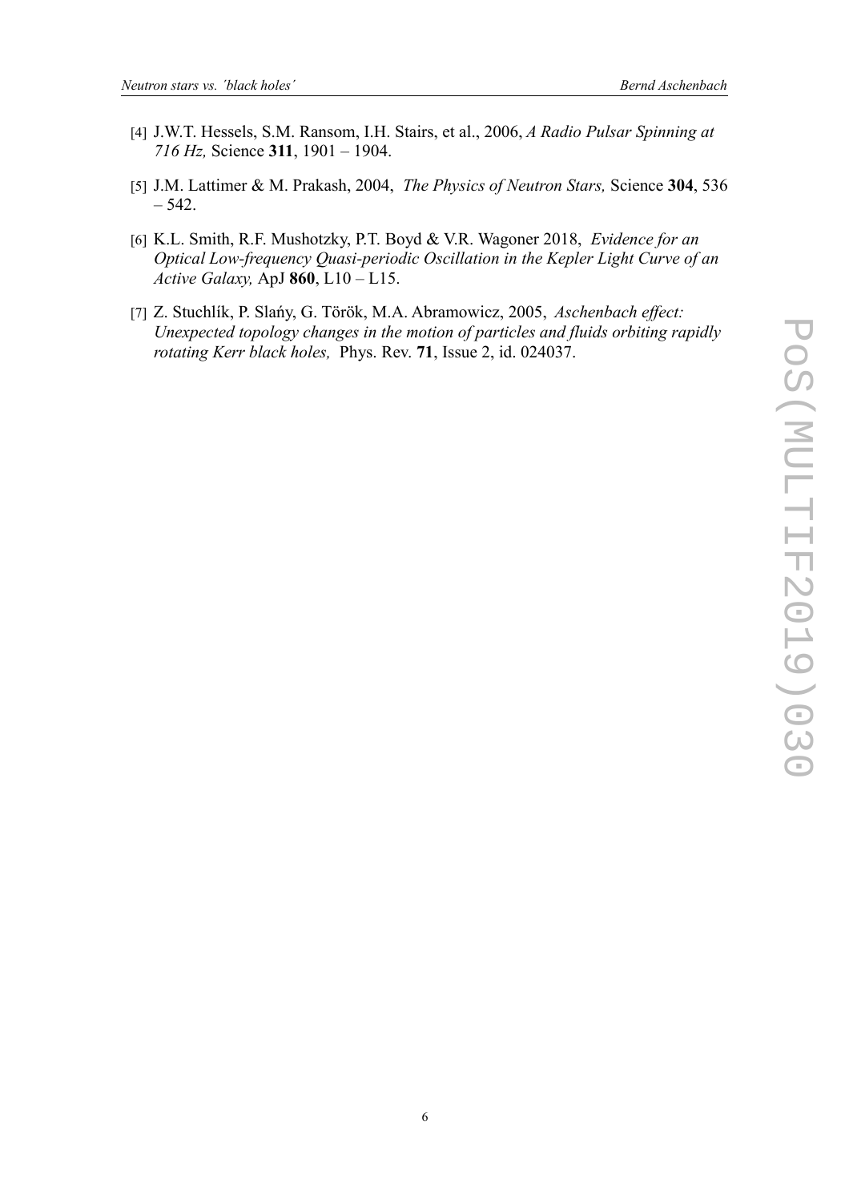[4] J.W.T. Hessels, S.M. Ransom, I.H. Stairs, et al., 2006, *A Radio Pulsar Spinning at 716 Hz,* Science **311**, 1901 – 1904.

[5] J.M. Lattimer & M. Prakash, 2004, *The Physics of Neutron Stars,* Science **304**, 536 – 542.

[6] K.L. Smith, R.F. Mushotzky, P.T. Boyd & V.R. Wagoner 2018, *Evidence for an Optical Low-frequency Quasi-periodic Oscillation in the Kepler Light Curve of an Active Galaxy,* ApJ **860**, L10 – L15.

[7] Z. Stuchlík, P. Slaný, G. Török, M.A. Abramowicz, 2005, *Aschenbach effect: Unexpected topology changes in the motion of particles and fluids orbiting rapidly rotating Kerr black holes,* Phys. Rev. **71**, Issue 2, id. 024037.